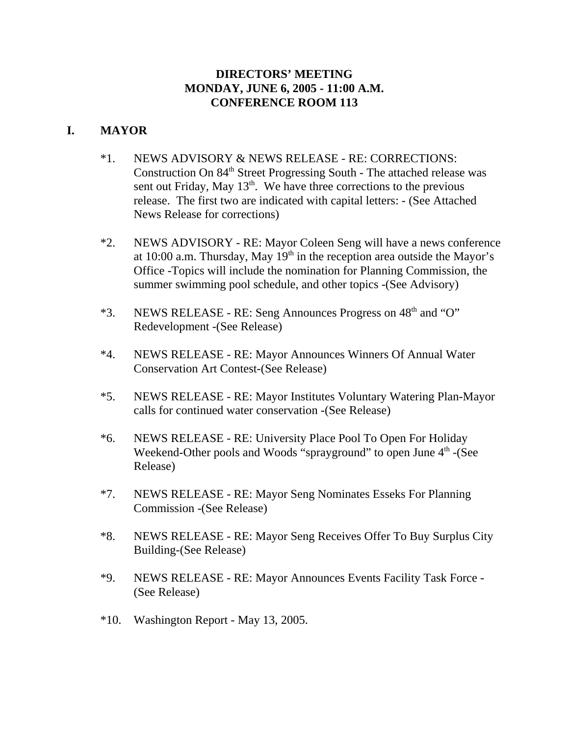# DIRECTORS' MEETING
# MONDAY, JUNE 6, 2005 - 11:00 A.M.
# CONFERENCE ROOM 113

## I. MAYOR

*1. NEWS ADVISORY & NEWS RELEASE - RE: CORRECTIONS: Construction On 84th Street Progressing South - The attached release was sent out Friday, May 13th. We have three corrections to the previous release. The first two are indicated with capital letters: - (See Attached News Release for corrections)

*2. NEWS ADVISORY - RE: Mayor Coleen Seng will have a news conference at 10:00 a.m. Thursday, May 19th in the reception area outside the Mayor's Office -Topics will include the nomination for Planning Commission, the summer swimming pool schedule, and other topics -(See Advisory)

*3. NEWS RELEASE - RE: Seng Announces Progress on 48th and "O" Redevelopment -(See Release)

*4. NEWS RELEASE - RE: Mayor Announces Winners Of Annual Water Conservation Art Contest-(See Release)

*5. NEWS RELEASE - RE: Mayor Institutes Voluntary Watering Plan-Mayor calls for continued water conservation -(See Release)

*6. NEWS RELEASE - RE: University Place Pool To Open For Holiday Weekend-Other pools and Woods "sprayground" to open June 4th -(See Release)

*7. NEWS RELEASE - RE: Mayor Seng Nominates Esseks For Planning Commission -(See Release)

*8. NEWS RELEASE - RE: Mayor Seng Receives Offer To Buy Surplus City Building-(See Release)

*9. NEWS RELEASE - RE: Mayor Announces Events Facility Task Force -(See Release)

*10. Washington Report - May 13, 2005.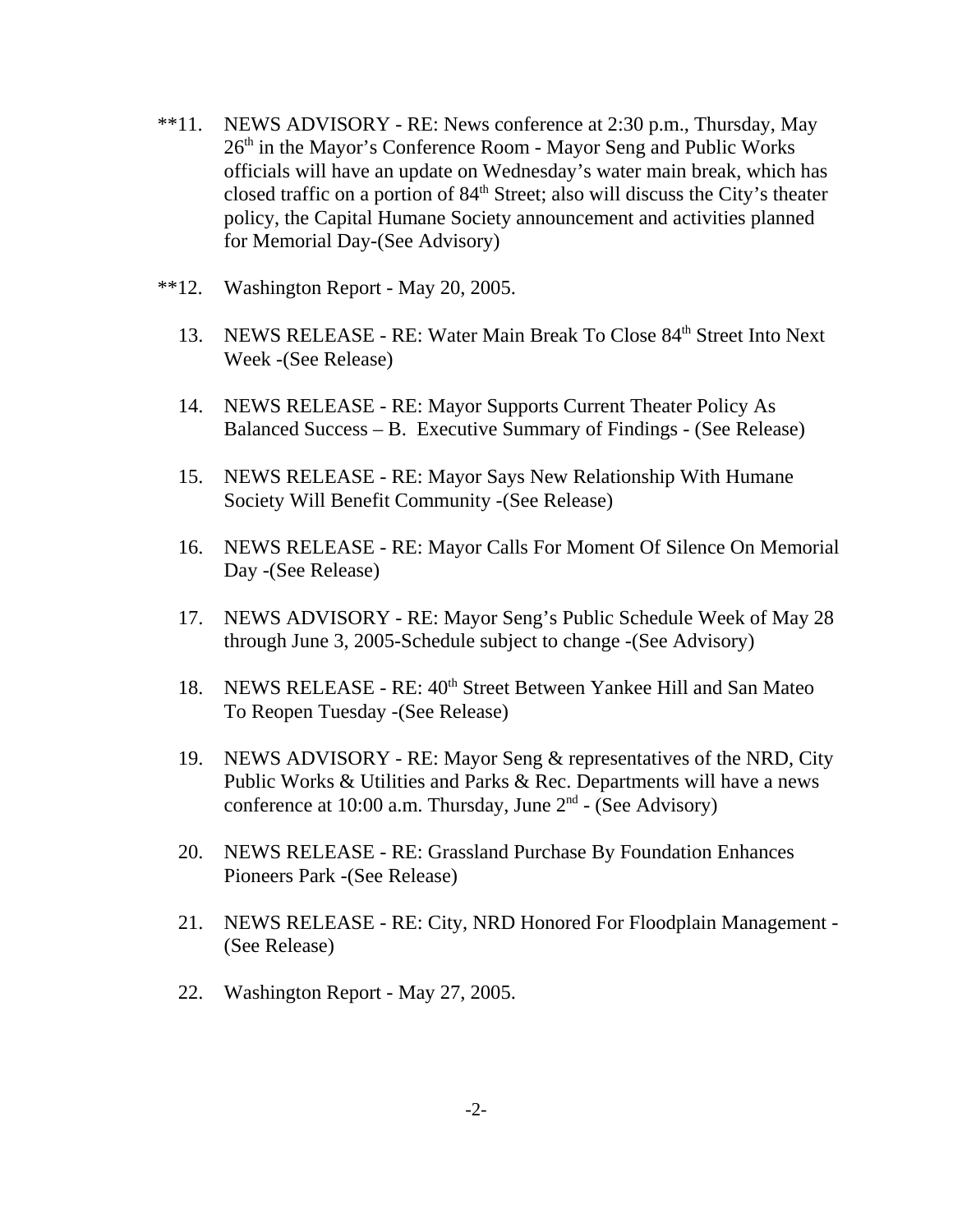**11. NEWS ADVISORY - RE: News conference at 2:30 p.m., Thursday, May 26th in the Mayor's Conference Room - Mayor Seng and Public Works officials will have an update on Wednesday's water main break, which has closed traffic on a portion of 84th Street; also will discuss the City's theater policy, the Capital Humane Society announcement and activities planned for Memorial Day-(See Advisory)

**12. Washington Report - May 20, 2005.

13. NEWS RELEASE - RE: Water Main Break To Close 84th Street Into Next Week -(See Release)

14. NEWS RELEASE - RE: Mayor Supports Current Theater Policy As Balanced Success – B. Executive Summary of Findings - (See Release)

15. NEWS RELEASE - RE: Mayor Says New Relationship With Humane Society Will Benefit Community -(See Release)

16. NEWS RELEASE - RE: Mayor Calls For Moment Of Silence On Memorial Day -(See Release)

17. NEWS ADVISORY - RE: Mayor Seng's Public Schedule Week of May 28 through June 3, 2005-Schedule subject to change -(See Advisory)

18. NEWS RELEASE - RE: 40th Street Between Yankee Hill and San Mateo To Reopen Tuesday -(See Release)

19. NEWS ADVISORY - RE: Mayor Seng & representatives of the NRD, City Public Works & Utilities and Parks & Rec. Departments will have a news conference at 10:00 a.m. Thursday, June 2nd - (See Advisory)

20. NEWS RELEASE - RE: Grassland Purchase By Foundation Enhances Pioneers Park -(See Release)

21. NEWS RELEASE - RE: City, NRD Honored For Floodplain Management - (See Release)

22. Washington Report - May 27, 2005.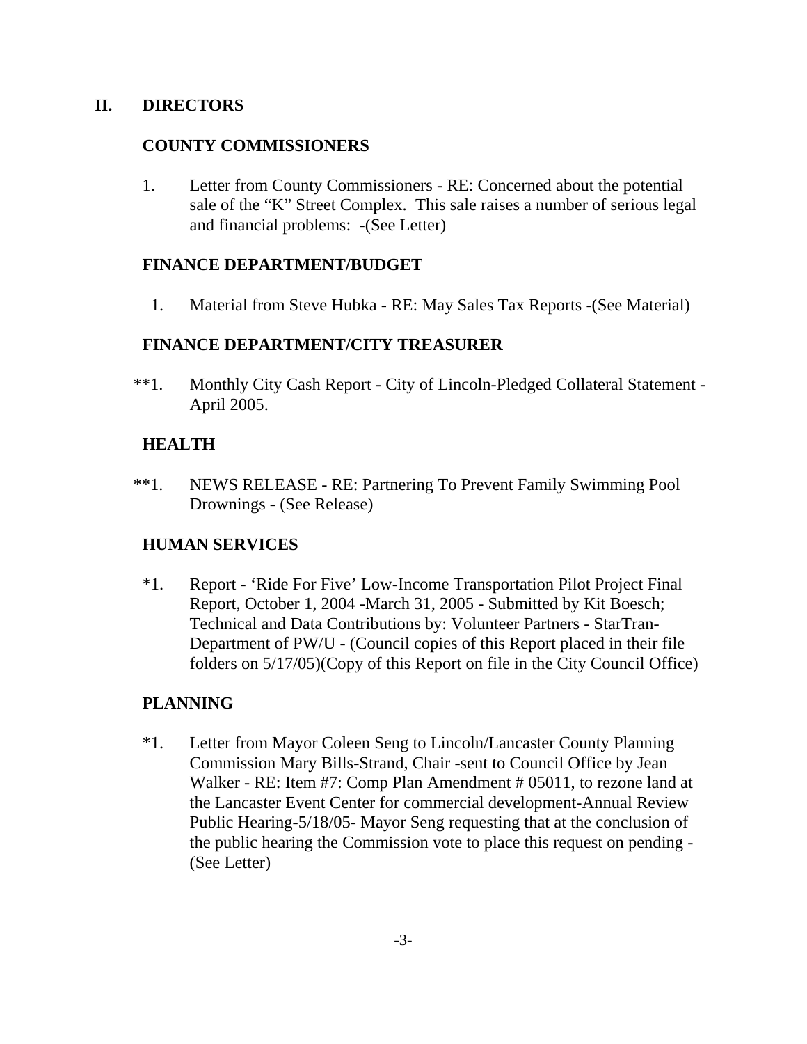## II. DIRECTORS

### COUNTY COMMISSIONERS

1. Letter from County Commissioners - RE: Concerned about the potential sale of the "K" Street Complex. This sale raises a number of serious legal and financial problems: -(See Letter)

### FINANCE DEPARTMENT/BUDGET

1. Material from Steve Hubka - RE: May Sales Tax Reports -(See Material)

### FINANCE DEPARTMENT/CITY TREASURER

**1. Monthly City Cash Report - City of Lincoln-Pledged Collateral Statement - April 2005.

### HEALTH

**1. NEWS RELEASE - RE: Partnering To Prevent Family Swimming Pool Drownings - (See Release)

### HUMAN SERVICES

*1. Report - 'Ride For Five' Low-Income Transportation Pilot Project Final Report, October 1, 2004 -March 31, 2005 - Submitted by Kit Boesch; Technical and Data Contributions by: Volunteer Partners - StarTran-Department of PW/U - (Council copies of this Report placed in their file folders on 5/17/05)(Copy of this Report on file in the City Council Office)

### PLANNING

*1. Letter from Mayor Coleen Seng to Lincoln/Lancaster County Planning Commission Mary Bills-Strand, Chair -sent to Council Office by Jean Walker - RE: Item #7: Comp Plan Amendment # 05011, to rezone land at the Lancaster Event Center for commercial development-Annual Review Public Hearing-5/18/05- Mayor Seng requesting that at the conclusion of the public hearing the Commission vote to place this request on pending - (See Letter)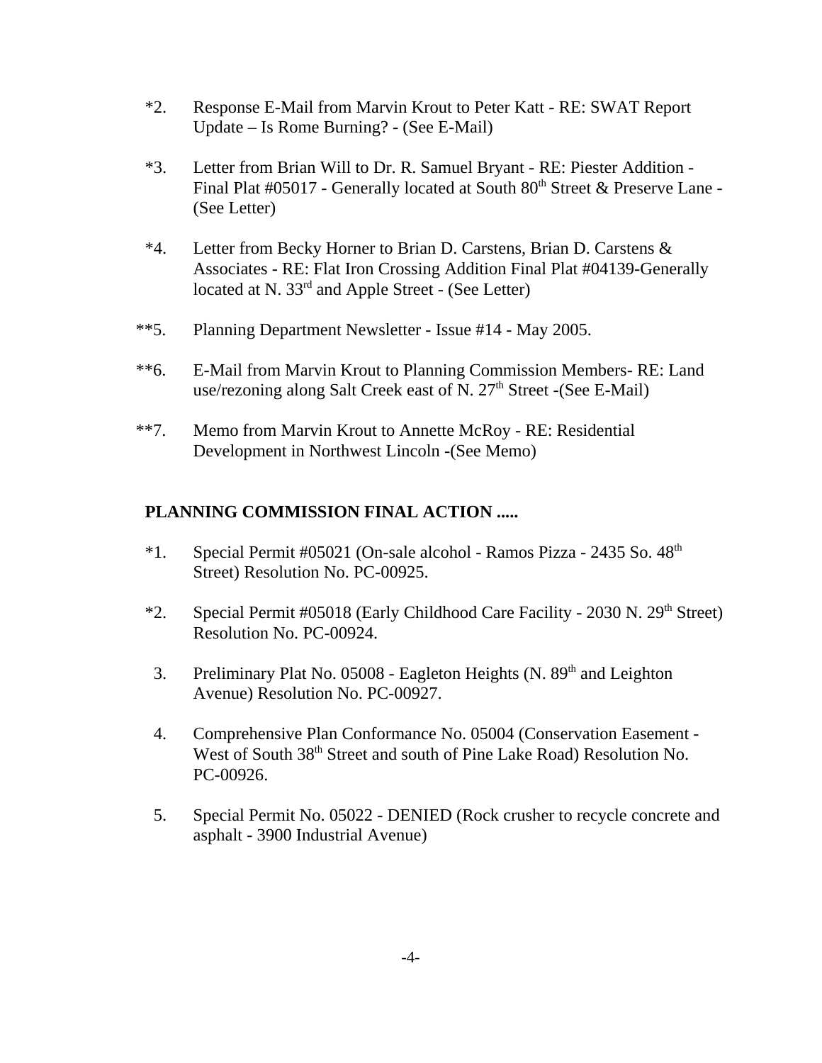*2. Response E-Mail from Marvin Krout to Peter Katt - RE: SWAT Report Update – Is Rome Burning? - (See E-Mail)

*3. Letter from Brian Will to Dr. R. Samuel Bryant - RE: Piester Addition - Final Plat #05017 - Generally located at South 80th Street & Preserve Lane - (See Letter)

*4. Letter from Becky Horner to Brian D. Carstens, Brian D. Carstens & Associates - RE: Flat Iron Crossing Addition Final Plat #04139-Generally located at N. 33rd and Apple Street - (See Letter)

**5. Planning Department Newsletter - Issue #14 - May 2005.

**6. E-Mail from Marvin Krout to Planning Commission Members- RE: Land use/rezoning along Salt Creek east of N. 27th Street -(See E-Mail)

**7. Memo from Marvin Krout to Annette McRoy - RE: Residential Development in Northwest Lincoln -(See Memo)

**PLANNING COMMISSION FINAL ACTION .....**

*1. Special Permit #05021 (On-sale alcohol - Ramos Pizza - 2435 So. 48th Street) Resolution No. PC-00925.

*2. Special Permit #05018 (Early Childhood Care Facility - 2030 N. 29th Street) Resolution No. PC-00924.

3. Preliminary Plat No. 05008 - Eagleton Heights (N. 89th and Leighton Avenue) Resolution No. PC-00927.

4. Comprehensive Plan Conformance No. 05004 (Conservation Easement - West of South 38th Street and south of Pine Lake Road) Resolution No. PC-00926.

5. Special Permit No. 05022 - DENIED (Rock crusher to recycle concrete and asphalt - 3900 Industrial Avenue)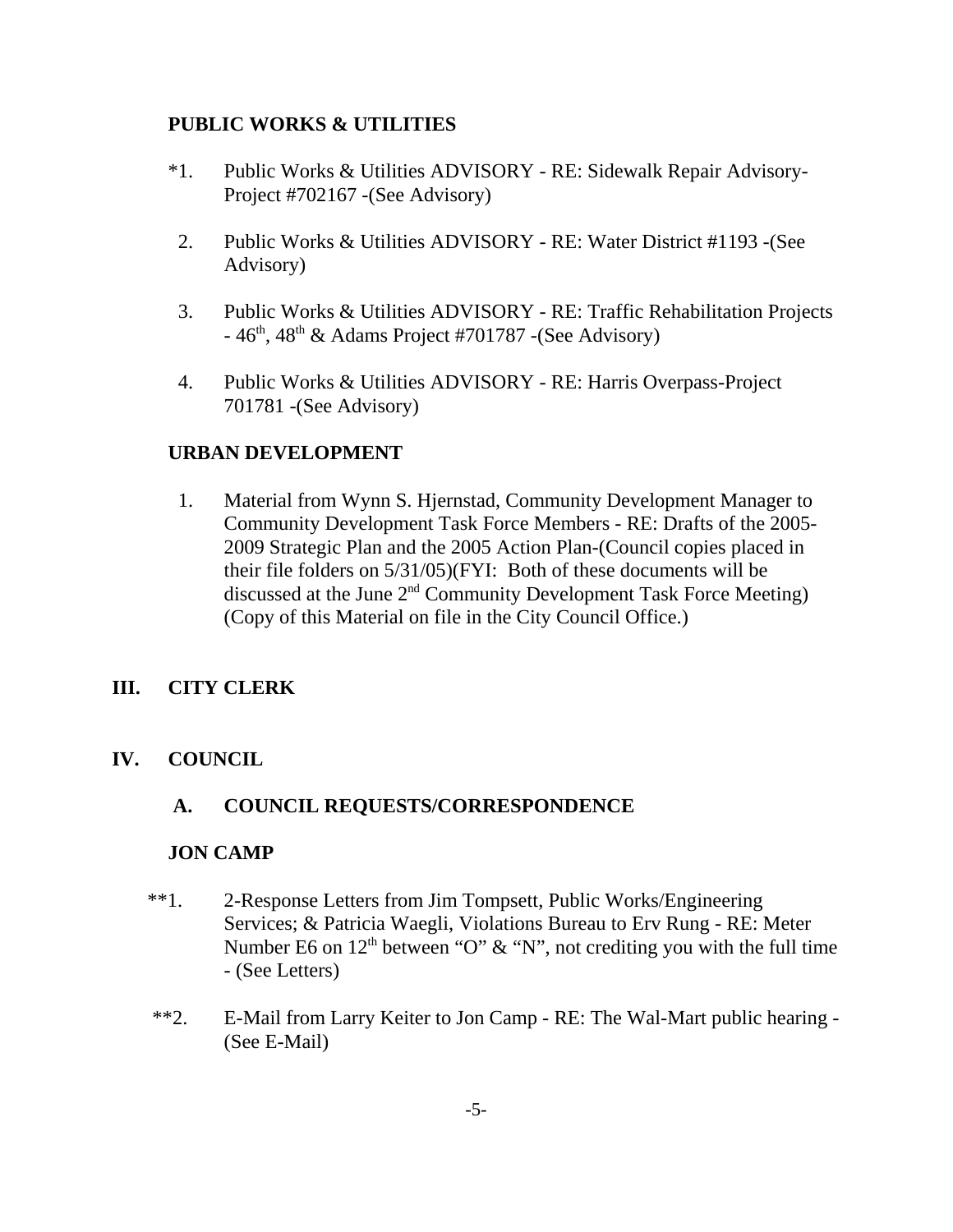**PUBLIC WORKS & UTILITIES**

*1. Public Works & Utilities ADVISORY - RE: Sidewalk Repair Advisory-Project #702167 -(See Advisory)

2. Public Works & Utilities ADVISORY - RE: Water District #1193 -(See Advisory)

3. Public Works & Utilities ADVISORY - RE: Traffic Rehabilitation Projects - 46th, 48th & Adams Project #701787 -(See Advisory)

4. Public Works & Utilities ADVISORY - RE: Harris Overpass-Project 701781 -(See Advisory)

**URBAN DEVELOPMENT**

1. Material from Wynn S. Hjernstad, Community Development Manager to Community Development Task Force Members - RE: Drafts of the 2005-2009 Strategic Plan and the 2005 Action Plan-(Council copies placed in their file folders on 5/31/05)(FYI: Both of these documents will be discussed at the June 2nd Community Development Task Force Meeting) (Copy of this Material on file in the City Council Office.)

## III. CITY CLERK

## IV. COUNCIL

### A. COUNCIL REQUESTS/CORRESPONDENCE

**JON CAMP**

**1. 2-Response Letters from Jim Tompsett, Public Works/Engineering Services; & Patricia Waegli, Violations Bureau to Erv Rung - RE: Meter Number E6 on 12th between "O" & "N", not crediting you with the full time - (See Letters)

**2. E-Mail from Larry Keiter to Jon Camp - RE: The Wal-Mart public hearing - (See E-Mail)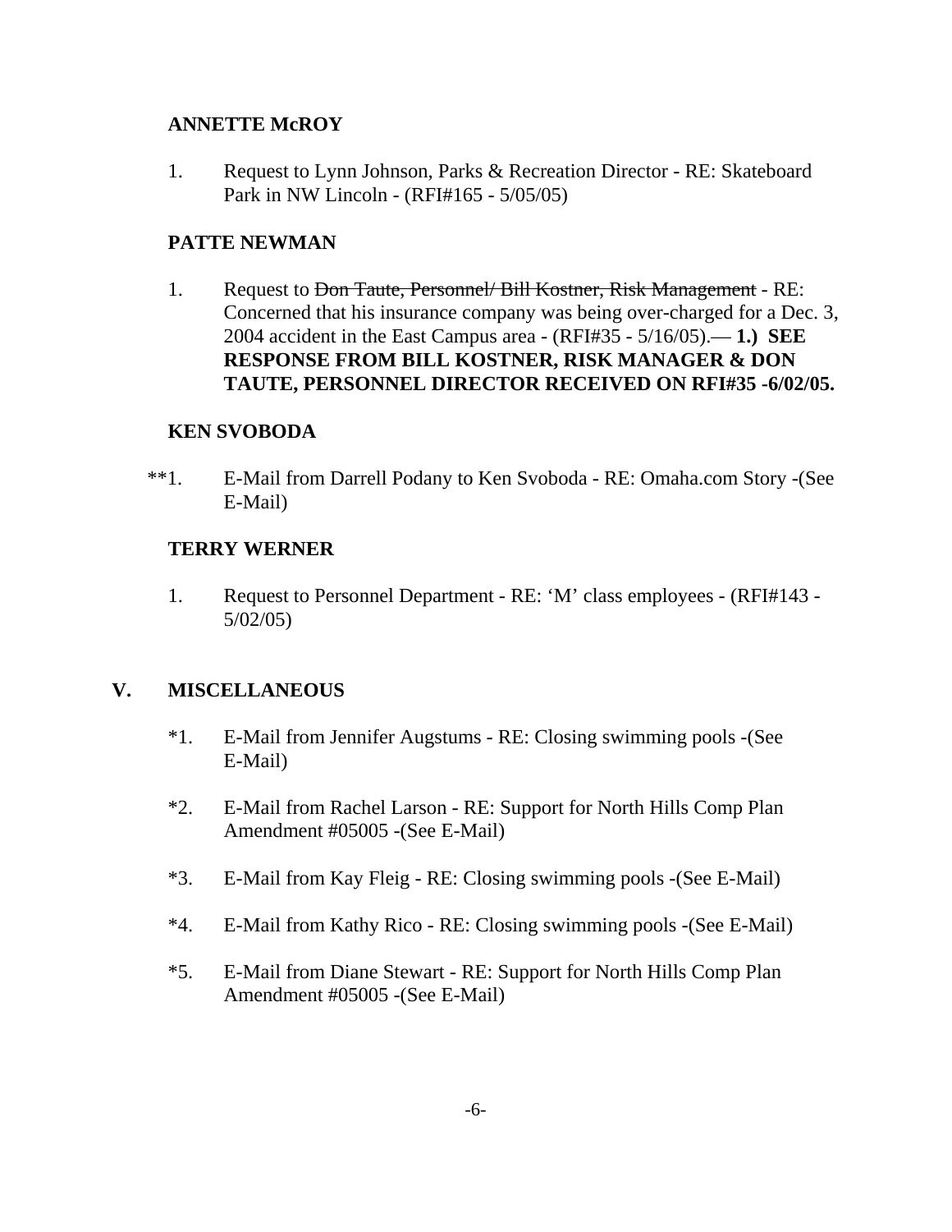**ANNETTE McROY**

1. Request to Lynn Johnson, Parks & Recreation Director - RE: Skateboard Park in NW Lincoln - (RFI#165 - 5/05/05)

**PATTE NEWMAN**

1. Request to ~~Don Taute, Personnel/ Bill Kostner, Risk Management~~ - RE: Concerned that his insurance company was being over-charged for a Dec. 3, 2004 accident in the East Campus area - (RFI#35 - 5/16/05).— **1.) SEE RESPONSE FROM BILL KOSTNER, RISK MANAGER & DON TAUTE, PERSONNEL DIRECTOR RECEIVED ON RFI#35 -6/02/05.**

**KEN SVOBODA**

**1. E-Mail from Darrell Podany to Ken Svoboda - RE: Omaha.com Story -(See E-Mail)

**TERRY WERNER**

1. Request to Personnel Department - RE: 'M' class employees - (RFI#143 - 5/02/05)

## V. MISCELLANEOUS

*1. E-Mail from Jennifer Augstums - RE: Closing swimming pools -(See E-Mail)

*2. E-Mail from Rachel Larson - RE: Support for North Hills Comp Plan Amendment #05005 -(See E-Mail)

*3. E-Mail from Kay Fleig - RE: Closing swimming pools -(See E-Mail)

*4. E-Mail from Kathy Rico - RE: Closing swimming pools -(See E-Mail)

*5. E-Mail from Diane Stewart - RE: Support for North Hills Comp Plan Amendment #05005 -(See E-Mail)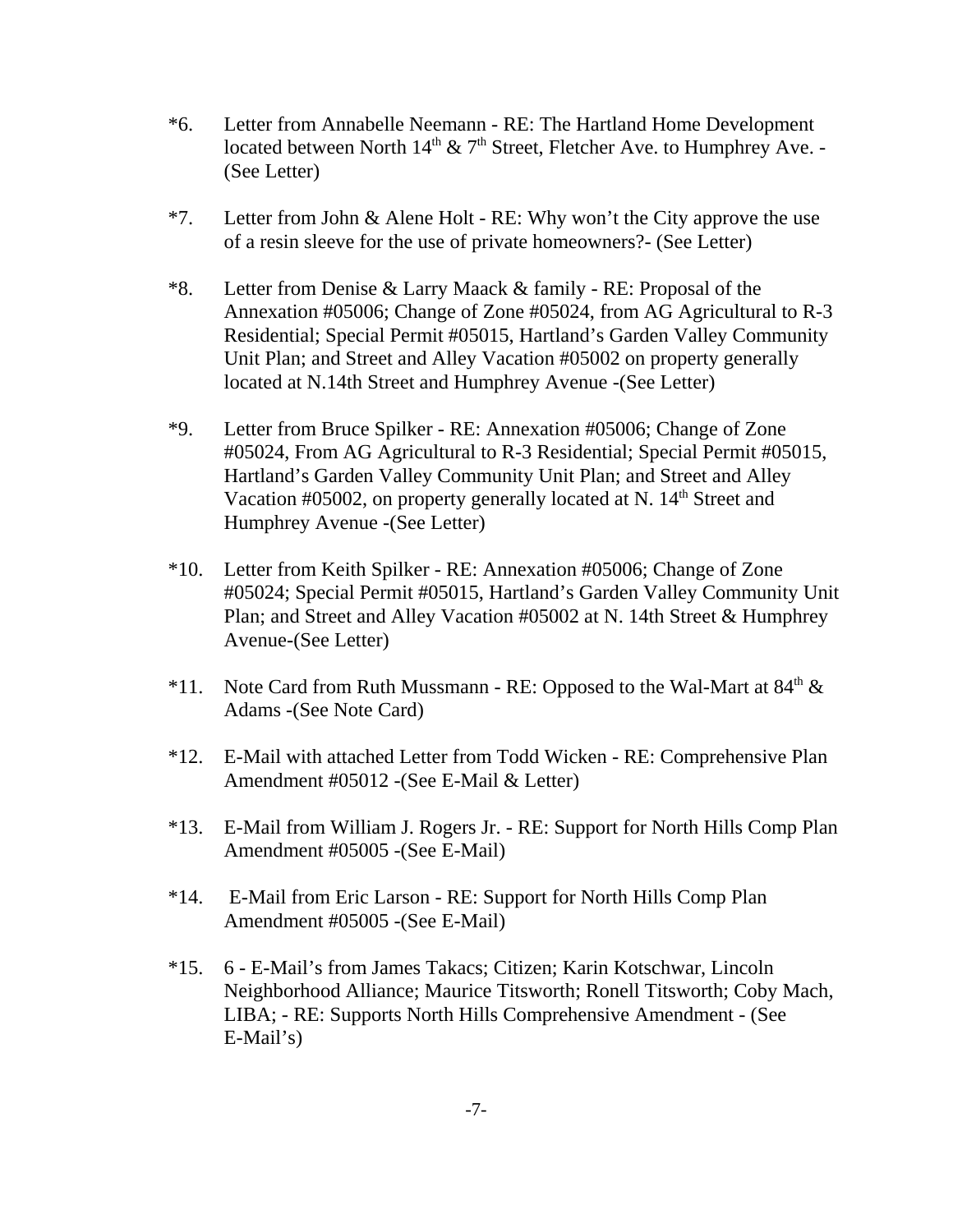*6. Letter from Annabelle Neemann - RE: The Hartland Home Development located between North 14th & 7th Street, Fletcher Ave. to Humphrey Ave. - (See Letter)

*7. Letter from John & Alene Holt - RE: Why won't the City approve the use of a resin sleeve for the use of private homeowners?- (See Letter)

*8. Letter from Denise & Larry Maack & family - RE: Proposal of the Annexation #05006; Change of Zone #05024, from AG Agricultural to R-3 Residential; Special Permit #05015, Hartland's Garden Valley Community Unit Plan; and Street and Alley Vacation #05002 on property generally located at N.14th Street and Humphrey Avenue -(See Letter)

*9. Letter from Bruce Spilker - RE: Annexation #05006; Change of Zone #05024, From AG Agricultural to R-3 Residential; Special Permit #05015, Hartland's Garden Valley Community Unit Plan; and Street and Alley Vacation #05002, on property generally located at N. 14th Street and Humphrey Avenue -(See Letter)

*10. Letter from Keith Spilker - RE: Annexation #05006; Change of Zone #05024; Special Permit #05015, Hartland's Garden Valley Community Unit Plan; and Street and Alley Vacation #05002 at N. 14th Street & Humphrey Avenue-(See Letter)

*11. Note Card from Ruth Mussmann - RE: Opposed to the Wal-Mart at 84th & Adams -(See Note Card)

*12. E-Mail with attached Letter from Todd Wicken - RE: Comprehensive Plan Amendment #05012 -(See E-Mail & Letter)

*13. E-Mail from William J. Rogers Jr. - RE: Support for North Hills Comp Plan Amendment #05005 -(See E-Mail)

*14. E-Mail from Eric Larson - RE: Support for North Hills Comp Plan Amendment #05005 -(See E-Mail)

*15. 6 - E-Mail's from James Takacs; Citizen; Karin Kotschwar, Lincoln Neighborhood Alliance; Maurice Titsworth; Ronell Titsworth; Coby Mach, LIBA; - RE: Supports North Hills Comprehensive Amendment - (See E-Mail's)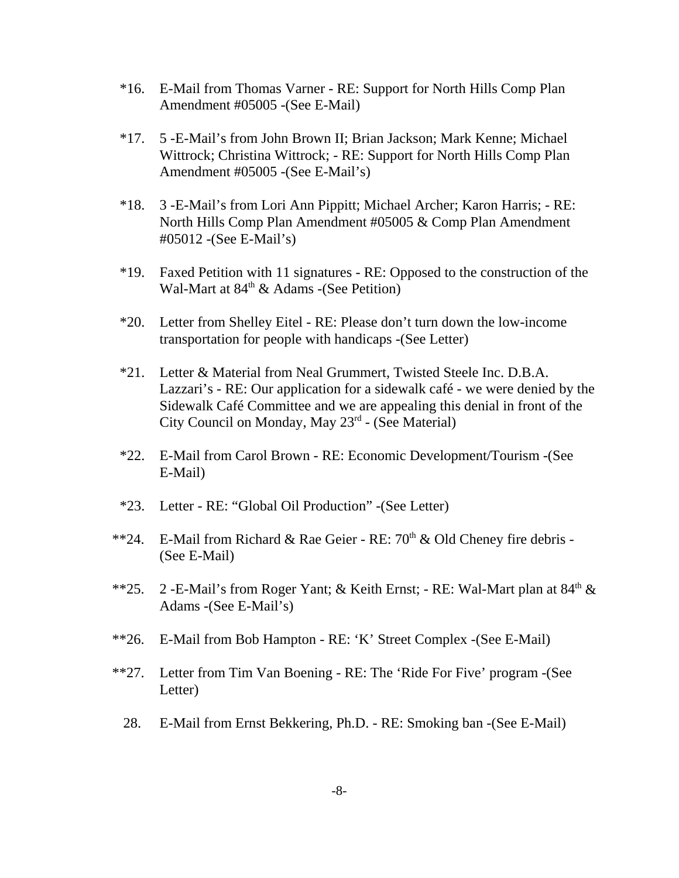*16. E-Mail from Thomas Varner - RE: Support for North Hills Comp Plan Amendment #05005 -(See E-Mail)

*17. 5 -E-Mail's from John Brown II; Brian Jackson; Mark Kenne; Michael Wittrock; Christina Wittrock; - RE: Support for North Hills Comp Plan Amendment #05005 -(See E-Mail's)

*18. 3 -E-Mail's from Lori Ann Pippitt; Michael Archer; Karon Harris; - RE: North Hills Comp Plan Amendment #05005 & Comp Plan Amendment #05012 -(See E-Mail's)

*19. Faxed Petition with 11 signatures - RE: Opposed to the construction of the Wal-Mart at 84th & Adams -(See Petition)

*20. Letter from Shelley Eitel - RE: Please don't turn down the low-income transportation for people with handicaps -(See Letter)

*21. Letter & Material from Neal Grummert, Twisted Steele Inc. D.B.A. Lazzari's - RE: Our application for a sidewalk café - we were denied by the Sidewalk Café Committee and we are appealing this denial in front of the City Council on Monday, May 23rd - (See Material)

*22. E-Mail from Carol Brown - RE: Economic Development/Tourism -(See E-Mail)

*23. Letter - RE: "Global Oil Production" -(See Letter)

**24. E-Mail from Richard & Rae Geier - RE: 70th & Old Cheney fire debris - (See E-Mail)

**25. 2 -E-Mail's from Roger Yant; & Keith Ernst; - RE: Wal-Mart plan at 84th & Adams -(See E-Mail's)

**26. E-Mail from Bob Hampton - RE: 'K' Street Complex -(See E-Mail)

**27. Letter from Tim Van Boening - RE: The 'Ride For Five' program -(See Letter)

28. E-Mail from Ernst Bekkering, Ph.D. - RE: Smoking ban -(See E-Mail)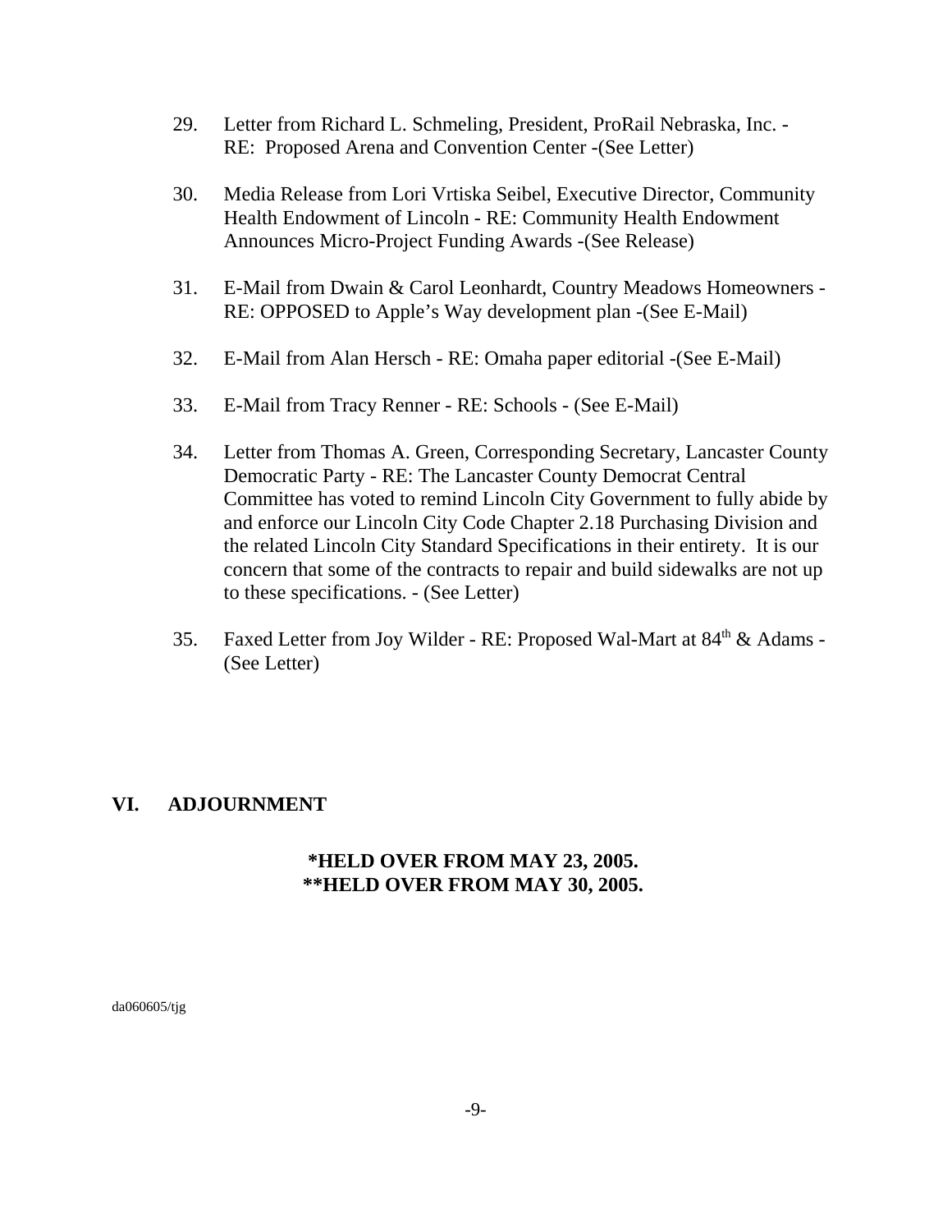29. Letter from Richard L. Schmeling, President, ProRail Nebraska, Inc. - RE: Proposed Arena and Convention Center -(See Letter)

30. Media Release from Lori Vrtiska Seibel, Executive Director, Community Health Endowment of Lincoln - RE: Community Health Endowment Announces Micro-Project Funding Awards -(See Release)

31. E-Mail from Dwain & Carol Leonhardt, Country Meadows Homeowners - RE: OPPOSED to Apple's Way development plan -(See E-Mail)

32. E-Mail from Alan Hersch - RE: Omaha paper editorial -(See E-Mail)

33. E-Mail from Tracy Renner - RE: Schools - (See E-Mail)

34. Letter from Thomas A. Green, Corresponding Secretary, Lancaster County Democratic Party - RE: The Lancaster County Democrat Central Committee has voted to remind Lincoln City Government to fully abide by and enforce our Lincoln City Code Chapter 2.18 Purchasing Division and the related Lincoln City Standard Specifications in their entirety. It is our concern that some of the contracts to repair and build sidewalks are not up to these specifications. - (See Letter)

35. Faxed Letter from Joy Wilder - RE: Proposed Wal-Mart at 84th & Adams - (See Letter)

## VI. ADJOURNMENT

**\*HELD OVER FROM MAY 23, 2005.**
**\*\*HELD OVER FROM MAY 30, 2005.**

da060605/tjg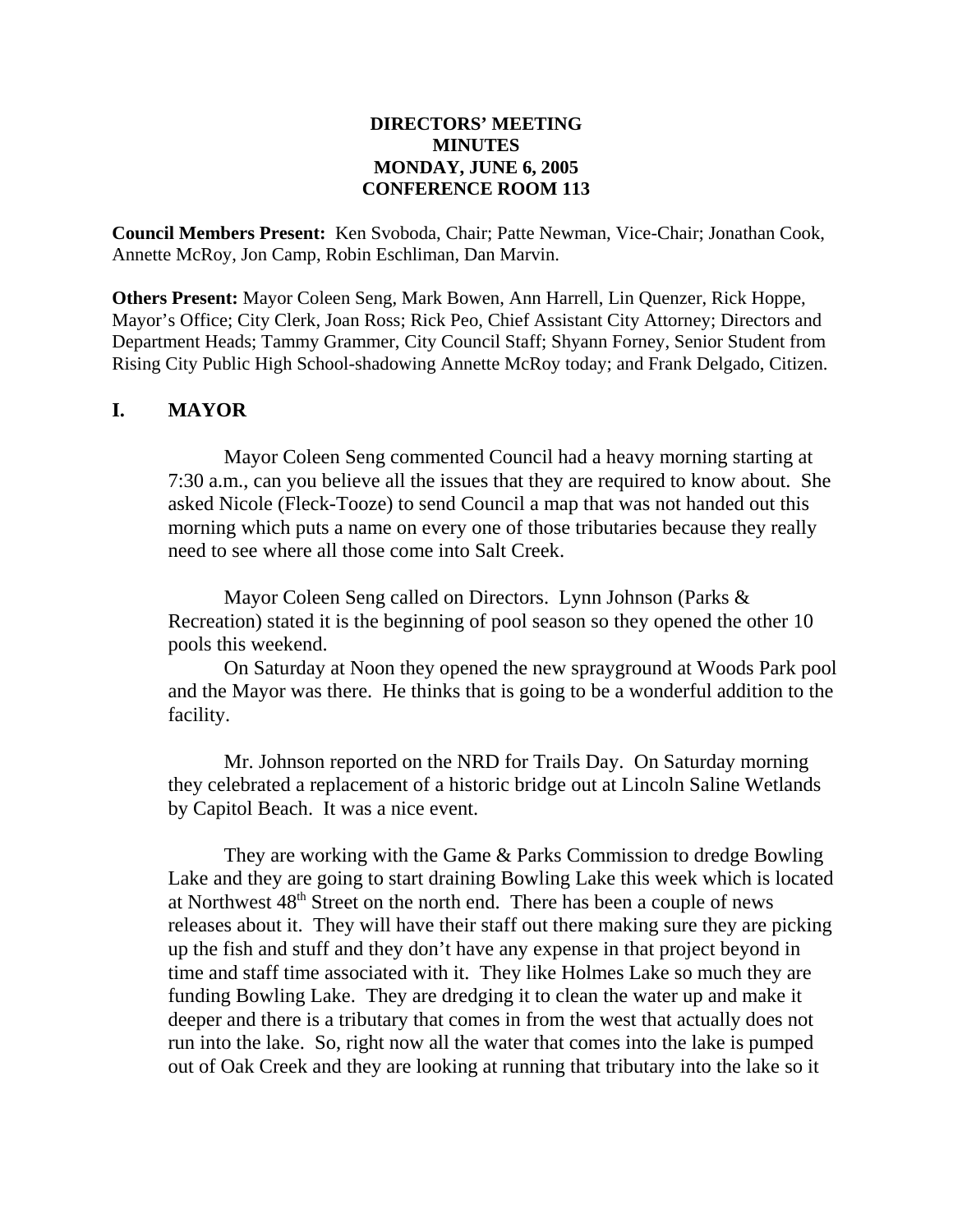**DIRECTORS' MEETING**
**MINUTES**
**MONDAY, JUNE 6, 2005**
**CONFERENCE ROOM 113**

**Council Members Present:** Ken Svoboda, Chair; Patte Newman, Vice-Chair; Jonathan Cook, Annette McRoy, Jon Camp, Robin Eschliman, Dan Marvin.

**Others Present:** Mayor Coleen Seng, Mark Bowen, Ann Harrell, Lin Quenzer, Rick Hoppe, Mayor's Office; City Clerk, Joan Ross; Rick Peo, Chief Assistant City Attorney; Directors and Department Heads; Tammy Grammer, City Council Staff; Shyann Forney, Senior Student from Rising City Public High School-shadowing Annette McRoy today; and Frank Delgado, Citizen.

## I. MAYOR

Mayor Coleen Seng commented Council had a heavy morning starting at 7:30 a.m., can you believe all the issues that they are required to know about. She asked Nicole (Fleck-Tooze) to send Council a map that was not handed out this morning which puts a name on every one of those tributaries because they really need to see where all those come into Salt Creek.

Mayor Coleen Seng called on Directors. Lynn Johnson (Parks & Recreation) stated it is the beginning of pool season so they opened the other 10 pools this weekend.

On Saturday at Noon they opened the new sprayground at Woods Park pool and the Mayor was there. He thinks that is going to be a wonderful addition to the facility.

Mr. Johnson reported on the NRD for Trails Day. On Saturday morning they celebrated a replacement of a historic bridge out at Lincoln Saline Wetlands by Capitol Beach. It was a nice event.

They are working with the Game & Parks Commission to dredge Bowling Lake and they are going to start draining Bowling Lake this week which is located at Northwest 48th Street on the north end. There has been a couple of news releases about it. They will have their staff out there making sure they are picking up the fish and stuff and they don't have any expense in that project beyond in time and staff time associated with it. They like Holmes Lake so much they are funding Bowling Lake. They are dredging it to clean the water up and make it deeper and there is a tributary that comes in from the west that actually does not run into the lake. So, right now all the water that comes into the lake is pumped out of Oak Creek and they are looking at running that tributary into the lake so it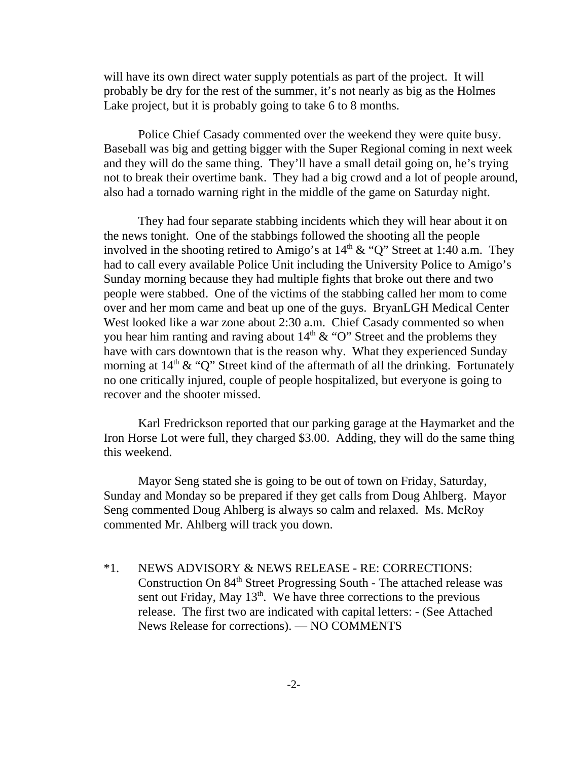will have its own direct water supply potentials as part of the project. It will probably be dry for the rest of the summer, it's not nearly as big as the Holmes Lake project, but it is probably going to take 6 to 8 months.

Police Chief Casady commented over the weekend they were quite busy. Baseball was big and getting bigger with the Super Regional coming in next week and they will do the same thing. They'll have a small detail going on, he's trying not to break their overtime bank. They had a big crowd and a lot of people around, also had a tornado warning right in the middle of the game on Saturday night.

They had four separate stabbing incidents which they will hear about it on the news tonight. One of the stabbings followed the shooting all the people involved in the shooting retired to Amigo's at 14th & "Q" Street at 1:40 a.m. They had to call every available Police Unit including the University Police to Amigo's Sunday morning because they had multiple fights that broke out there and two people were stabbed. One of the victims of the stabbing called her mom to come over and her mom came and beat up one of the guys. BryanLGH Medical Center West looked like a war zone about 2:30 a.m. Chief Casady commented so when you hear him ranting and raving about 14th & "O" Street and the problems they have with cars downtown that is the reason why. What they experienced Sunday morning at 14th & "Q" Street kind of the aftermath of all the drinking. Fortunately no one critically injured, couple of people hospitalized, but everyone is going to recover and the shooter missed.

Karl Fredrickson reported that our parking garage at the Haymarket and the Iron Horse Lot were full, they charged $3.00. Adding, they will do the same thing this weekend.

Mayor Seng stated she is going to be out of town on Friday, Saturday, Sunday and Monday so be prepared if they get calls from Doug Ahlberg. Mayor Seng commented Doug Ahlberg is always so calm and relaxed. Ms. McRoy commented Mr. Ahlberg will track you down.

*1. NEWS ADVISORY & NEWS RELEASE - RE: CORRECTIONS: Construction On 84th Street Progressing South - The attached release was sent out Friday, May 13th. We have three corrections to the previous release. The first two are indicated with capital letters: - (See Attached News Release for corrections). — NO COMMENTS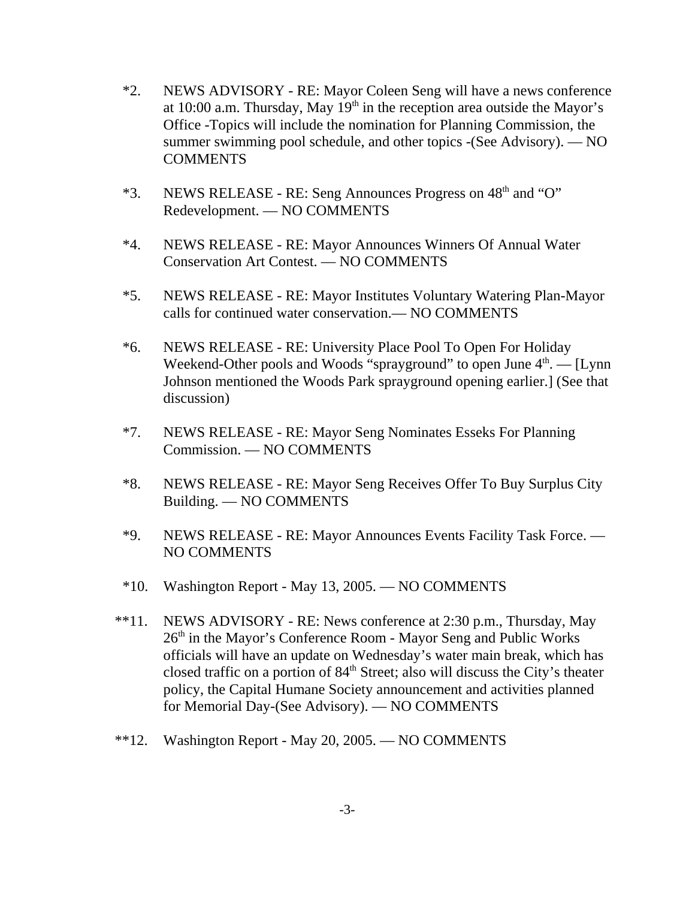*2. NEWS ADVISORY - RE: Mayor Coleen Seng will have a news conference at 10:00 a.m. Thursday, May 19th in the reception area outside the Mayor's Office -Topics will include the nomination for Planning Commission, the summer swimming pool schedule, and other topics -(See Advisory). — NO COMMENTS

*3. NEWS RELEASE - RE: Seng Announces Progress on 48th and "O" Redevelopment. — NO COMMENTS

*4. NEWS RELEASE - RE: Mayor Announces Winners Of Annual Water Conservation Art Contest. — NO COMMENTS

*5. NEWS RELEASE - RE: Mayor Institutes Voluntary Watering Plan-Mayor calls for continued water conservation.— NO COMMENTS

*6. NEWS RELEASE - RE: University Place Pool To Open For Holiday Weekend-Other pools and Woods "sprayground" to open June 4th. — [Lynn Johnson mentioned the Woods Park sprayground opening earlier.] (See that discussion)

*7. NEWS RELEASE - RE: Mayor Seng Nominates Esseks For Planning Commission. — NO COMMENTS

*8. NEWS RELEASE - RE: Mayor Seng Receives Offer To Buy Surplus City Building. — NO COMMENTS

*9. NEWS RELEASE - RE: Mayor Announces Events Facility Task Force. — NO COMMENTS

*10. Washington Report - May 13, 2005. — NO COMMENTS

**11. NEWS ADVISORY - RE: News conference at 2:30 p.m., Thursday, May 26th in the Mayor's Conference Room - Mayor Seng and Public Works officials will have an update on Wednesday's water main break, which has closed traffic on a portion of 84th Street; also will discuss the City's theater policy, the Capital Humane Society announcement and activities planned for Memorial Day-(See Advisory). — NO COMMENTS

**12. Washington Report - May 20, 2005. — NO COMMENTS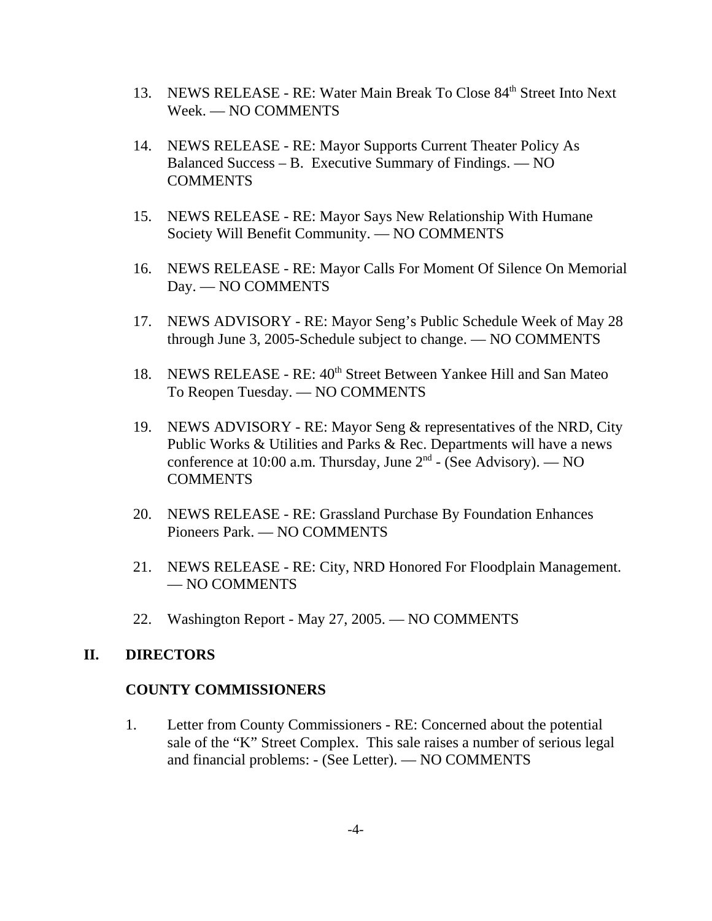13. NEWS RELEASE - RE: Water Main Break To Close 84th Street Into Next Week. — NO COMMENTS

14. NEWS RELEASE - RE: Mayor Supports Current Theater Policy As Balanced Success – B. Executive Summary of Findings. — NO COMMENTS

15. NEWS RELEASE - RE: Mayor Says New Relationship With Humane Society Will Benefit Community. — NO COMMENTS

16. NEWS RELEASE - RE: Mayor Calls For Moment Of Silence On Memorial Day. — NO COMMENTS

17. NEWS ADVISORY - RE: Mayor Seng's Public Schedule Week of May 28 through June 3, 2005-Schedule subject to change. — NO COMMENTS

18. NEWS RELEASE - RE: 40th Street Between Yankee Hill and San Mateo To Reopen Tuesday. — NO COMMENTS

19. NEWS ADVISORY - RE: Mayor Seng & representatives of the NRD, City Public Works & Utilities and Parks & Rec. Departments will have a news conference at 10:00 a.m. Thursday, June 2nd - (See Advisory). — NO COMMENTS

20. NEWS RELEASE - RE: Grassland Purchase By Foundation Enhances Pioneers Park. — NO COMMENTS

21. NEWS RELEASE - RE: City, NRD Honored For Floodplain Management. — NO COMMENTS

22. Washington Report - May 27, 2005. — NO COMMENTS

## II. DIRECTORS

### COUNTY COMMISSIONERS

1. Letter from County Commissioners - RE: Concerned about the potential sale of the "K" Street Complex. This sale raises a number of serious legal and financial problems: - (See Letter). — NO COMMENTS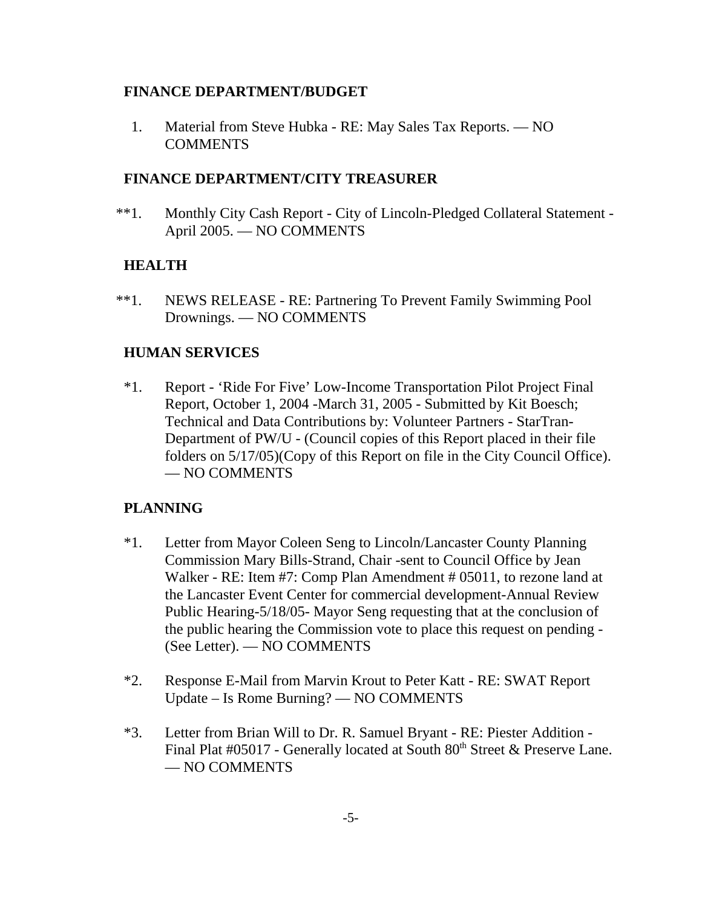**FINANCE DEPARTMENT/BUDGET**

1. Material from Steve Hubka - RE: May Sales Tax Reports. — NO COMMENTS

**FINANCE DEPARTMENT/CITY TREASURER**

**1. Monthly City Cash Report - City of Lincoln-Pledged Collateral Statement - April 2005. — NO COMMENTS

**HEALTH**

**1. NEWS RELEASE - RE: Partnering To Prevent Family Swimming Pool Drownings. — NO COMMENTS

**HUMAN SERVICES**

*1. Report - 'Ride For Five' Low-Income Transportation Pilot Project Final Report, October 1, 2004 -March 31, 2005 - Submitted by Kit Boesch; Technical and Data Contributions by: Volunteer Partners - StarTran-Department of PW/U - (Council copies of this Report placed in their file folders on 5/17/05)(Copy of this Report on file in the City Council Office). — NO COMMENTS

**PLANNING**

*1. Letter from Mayor Coleen Seng to Lincoln/Lancaster County Planning Commission Mary Bills-Strand, Chair -sent to Council Office by Jean Walker - RE: Item #7: Comp Plan Amendment # 05011, to rezone land at the Lancaster Event Center for commercial development-Annual Review Public Hearing-5/18/05- Mayor Seng requesting that at the conclusion of the public hearing the Commission vote to place this request on pending - (See Letter). — NO COMMENTS

*2. Response E-Mail from Marvin Krout to Peter Katt - RE: SWAT Report Update – Is Rome Burning? — NO COMMENTS

*3. Letter from Brian Will to Dr. R. Samuel Bryant - RE: Piester Addition - Final Plat #05017 - Generally located at South 80th Street & Preserve Lane. — NO COMMENTS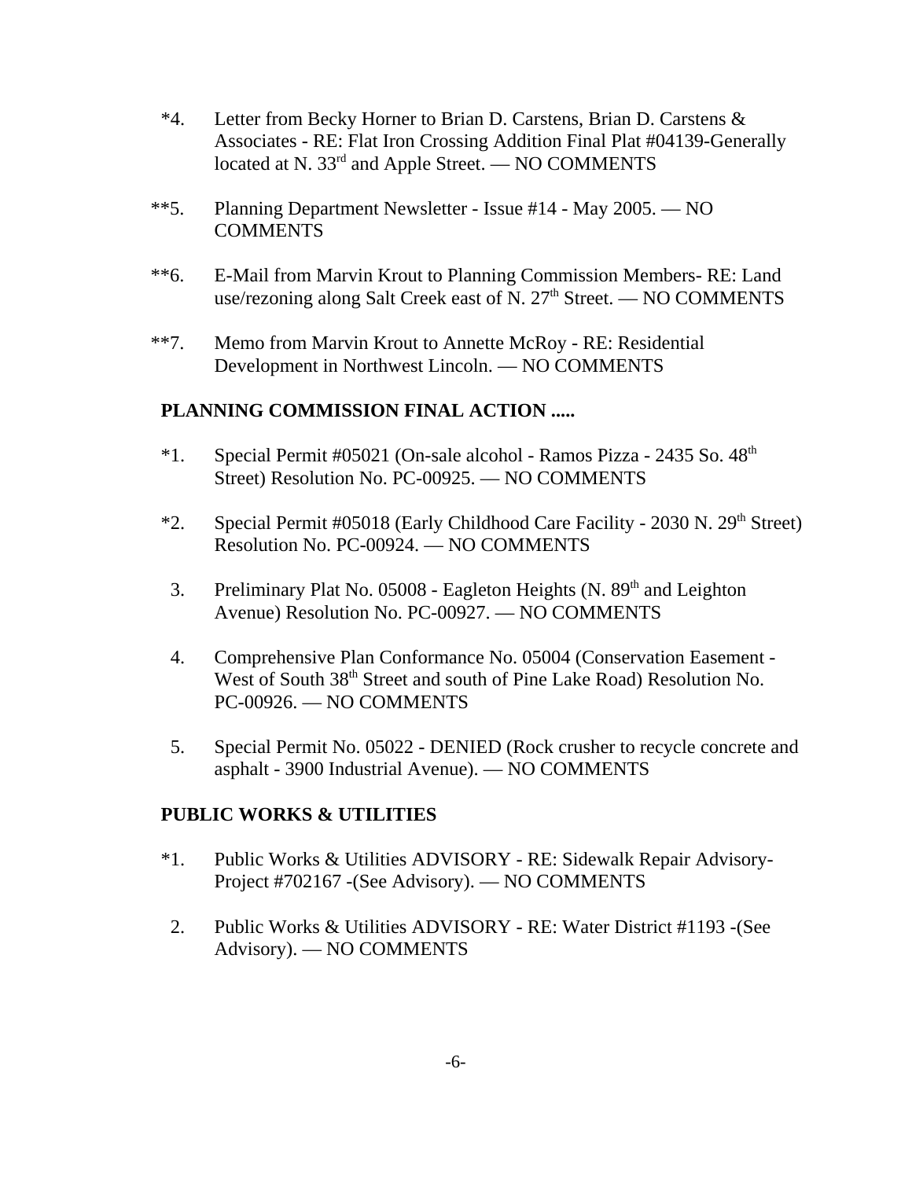*4. Letter from Becky Horner to Brian D. Carstens, Brian D. Carstens & Associates - RE: Flat Iron Crossing Addition Final Plat #04139-Generally located at N. 33rd and Apple Street. — NO COMMENTS

**5. Planning Department Newsletter - Issue #14 - May 2005. — NO COMMENTS

**6. E-Mail from Marvin Krout to Planning Commission Members- RE: Land use/rezoning along Salt Creek east of N. 27th Street. — NO COMMENTS

**7. Memo from Marvin Krout to Annette McRoy - RE: Residential Development in Northwest Lincoln. — NO COMMENTS

**PLANNING COMMISSION FINAL ACTION .....**

*1. Special Permit #05021 (On-sale alcohol - Ramos Pizza - 2435 So. 48th Street) Resolution No. PC-00925. — NO COMMENTS

*2. Special Permit #05018 (Early Childhood Care Facility - 2030 N. 29th Street) Resolution No. PC-00924. — NO COMMENTS

3. Preliminary Plat No. 05008 - Eagleton Heights (N. 89th and Leighton Avenue) Resolution No. PC-00927. — NO COMMENTS

4. Comprehensive Plan Conformance No. 05004 (Conservation Easement - West of South 38th Street and south of Pine Lake Road) Resolution No. PC-00926. — NO COMMENTS

5. Special Permit No. 05022 - DENIED (Rock crusher to recycle concrete and asphalt - 3900 Industrial Avenue). — NO COMMENTS

**PUBLIC WORKS & UTILITIES**

*1. Public Works & Utilities ADVISORY - RE: Sidewalk Repair Advisory- Project #702167 -(See Advisory). — NO COMMENTS

2. Public Works & Utilities ADVISORY - RE: Water District #1193 -(See Advisory). — NO COMMENTS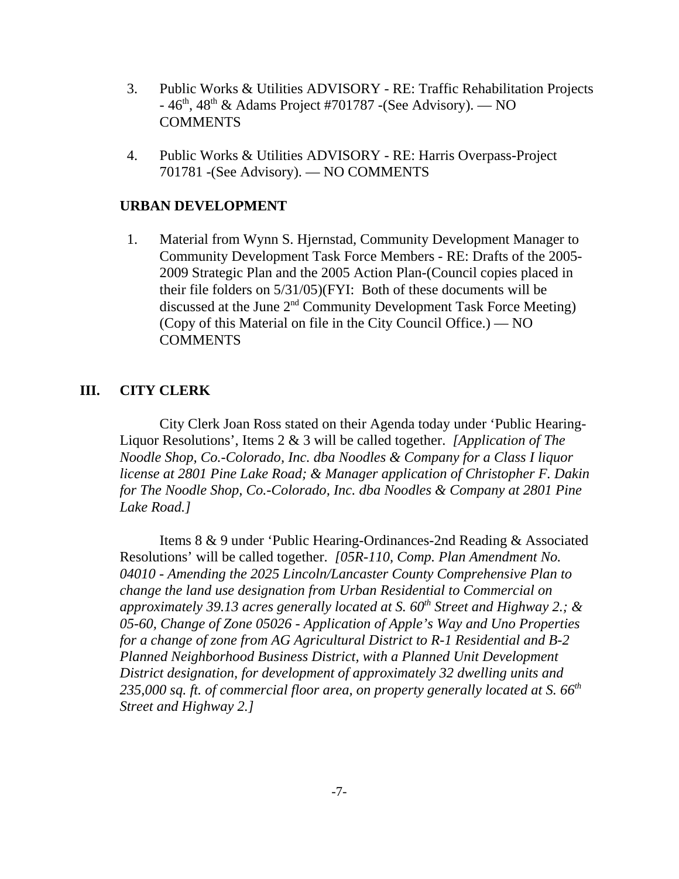3. Public Works & Utilities ADVISORY - RE: Traffic Rehabilitation Projects - $46^{th}$, $48^{th}$ & Adams Project #701787 -(See Advisory). — NO COMMENTS

4. Public Works & Utilities ADVISORY - RE: Harris Overpass-Project 701781 -(See Advisory). — NO COMMENTS

**URBAN DEVELOPMENT**

1. Material from Wynn S. Hjernstad, Community Development Manager to Community Development Task Force Members - RE: Drafts of the 2005-2009 Strategic Plan and the 2005 Action Plan-(Council copies placed in their file folders on 5/31/05)(FYI: Both of these documents will be discussed at the June $2^{nd}$ Community Development Task Force Meeting) (Copy of this Material on file in the City Council Office.) — NO COMMENTS

## III. CITY CLERK

City Clerk Joan Ross stated on their Agenda today under 'Public Hearing-Liquor Resolutions', Items 2 & 3 will be called together. *[Application of The Noodle Shop, Co.-Colorado, Inc. dba Noodles & Company for a Class I liquor license at 2801 Pine Lake Road; & Manager application of Christopher F. Dakin for The Noodle Shop, Co.-Colorado, Inc. dba Noodles & Company at 2801 Pine Lake Road.]*

Items 8 & 9 under 'Public Hearing-Ordinances-2nd Reading & Associated Resolutions' will be called together. *[05R-110, Comp. Plan Amendment No. 04010 - Amending the 2025 Lincoln/Lancaster County Comprehensive Plan to change the land use designation from Urban Residential to Commercial on approximately 39.13 acres generally located at S. $60^{th}$ Street and Highway 2.; & 05-60, Change of Zone 05026 - Application of Apple's Way and Uno Properties for a change of zone from AG Agricultural District to R-1 Residential and B-2 Planned Neighborhood Business District, with a Planned Unit Development District designation, for development of approximately 32 dwelling units and 235,000 sq. ft. of commercial floor area, on property generally located at S. $66^{th}$ Street and Highway 2.]*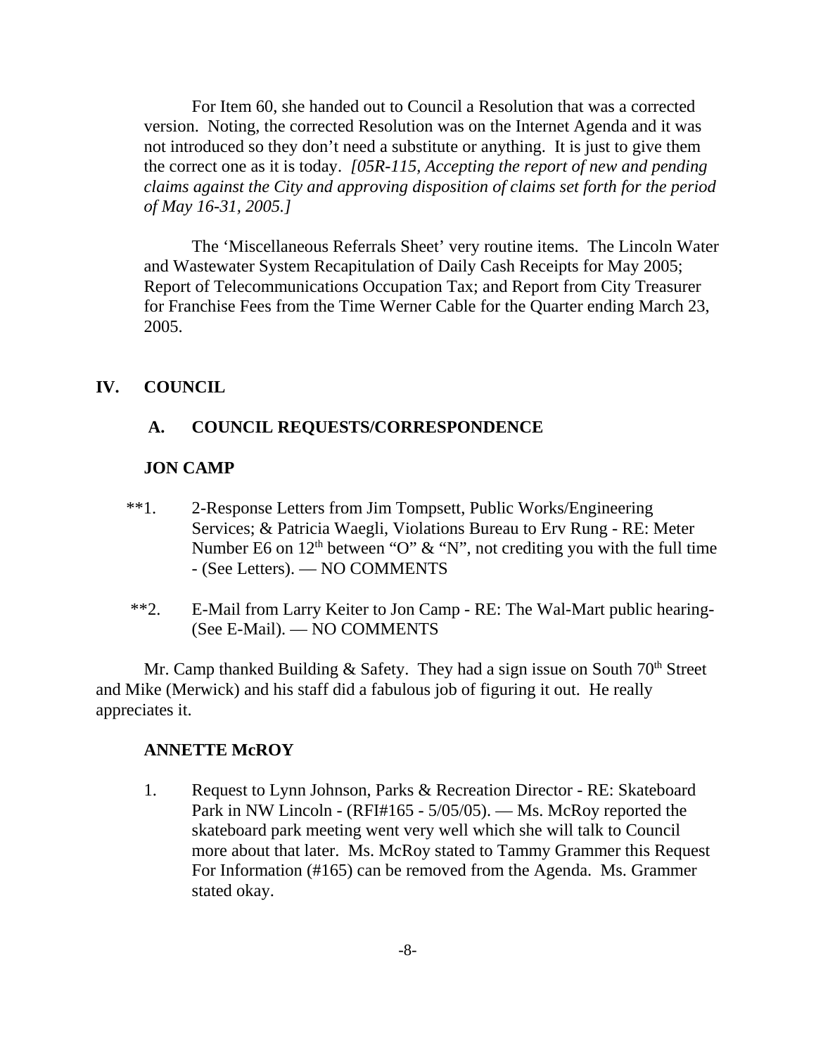For Item 60, she handed out to Council a Resolution that was a corrected version. Noting, the corrected Resolution was on the Internet Agenda and it was not introduced so they don't need a substitute or anything. It is just to give them the correct one as it is today. *[05R-115, Accepting the report of new and pending claims against the City and approving disposition of claims set forth for the period of May 16-31, 2005.]*

The 'Miscellaneous Referrals Sheet' very routine items. The Lincoln Water and Wastewater System Recapitulation of Daily Cash Receipts for May 2005; Report of Telecommunications Occupation Tax; and Report from City Treasurer for Franchise Fees from the Time Werner Cable for the Quarter ending March 23, 2005.

## IV. COUNCIL

### A. COUNCIL REQUESTS/CORRESPONDENCE

**JON CAMP**

**1. 2-Response Letters from Jim Tompsett, Public Works/Engineering Services; & Patricia Waegli, Violations Bureau to Erv Rung - RE: Meter Number E6 on 12th between "O" & "N", not crediting you with the full time - (See Letters). — NO COMMENTS

**2. E-Mail from Larry Keiter to Jon Camp - RE: The Wal-Mart public hearing- (See E-Mail). — NO COMMENTS

Mr. Camp thanked Building & Safety. They had a sign issue on South 70th Street and Mike (Merwick) and his staff did a fabulous job of figuring it out. He really appreciates it.

**ANNETTE McROY**

1. Request to Lynn Johnson, Parks & Recreation Director - RE: Skateboard Park in NW Lincoln - (RFI#165 - 5/05/05). — Ms. McRoy reported the skateboard park meeting went very well which she will talk to Council more about that later. Ms. McRoy stated to Tammy Grammer this Request For Information (#165) can be removed from the Agenda. Ms. Grammer stated okay.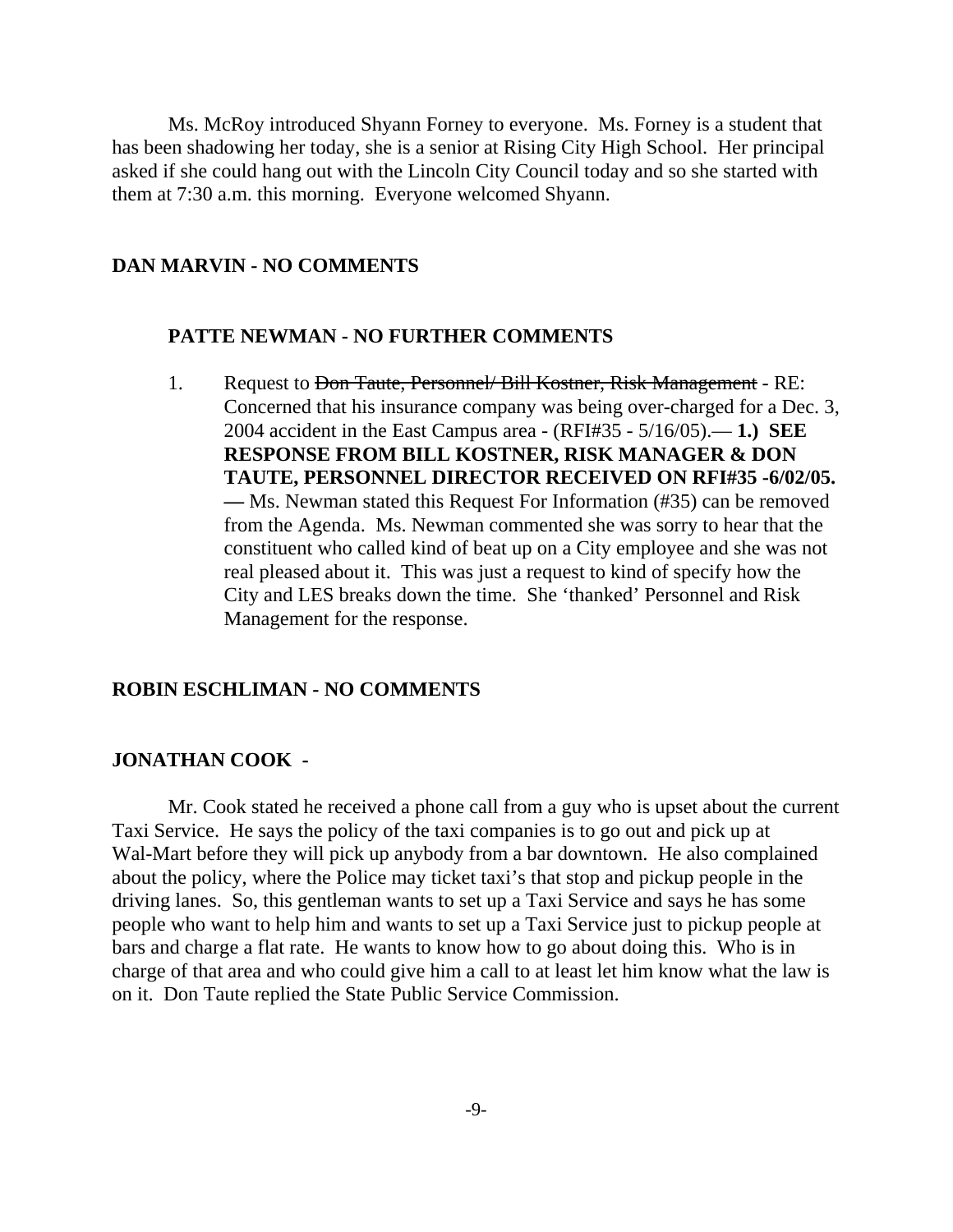Ms. McRoy introduced Shyann Forney to everyone. Ms. Forney is a student that has been shadowing her today, she is a senior at Rising City High School. Her principal asked if she could hang out with the Lincoln City Council today and so she started with them at 7:30 a.m. this morning. Everyone welcomed Shyann.

**DAN MARVIN - NO COMMENTS**

**PATTE NEWMAN - NO FURTHER COMMENTS**

1. Request to ~~Don Taute, Personnel/ Bill Kostner, Risk Management~~ - RE: Concerned that his insurance company was being over-charged for a Dec. 3, 2004 accident in the East Campus area - (RFI#35 - 5/16/05).— **1.) SEE RESPONSE FROM BILL KOSTNER, RISK MANAGER & DON TAUTE, PERSONNEL DIRECTOR RECEIVED ON RFI#35 -6/02/05. —** Ms. Newman stated this Request For Information (#35) can be removed from the Agenda. Ms. Newman commented she was sorry to hear that the constituent who called kind of beat up on a City employee and she was not real pleased about it. This was just a request to kind of specify how the City and LES breaks down the time. She 'thanked' Personnel and Risk Management for the response.

**ROBIN ESCHLIMAN - NO COMMENTS**

**JONATHAN COOK -**

Mr. Cook stated he received a phone call from a guy who is upset about the current Taxi Service. He says the policy of the taxi companies is to go out and pick up at Wal-Mart before they will pick up anybody from a bar downtown. He also complained about the policy, where the Police may ticket taxi's that stop and pickup people in the driving lanes. So, this gentleman wants to set up a Taxi Service and says he has some people who want to help him and wants to set up a Taxi Service just to pickup people at bars and charge a flat rate. He wants to know how to go about doing this. Who is in charge of that area and who could give him a call to at least let him know what the law is on it. Don Taute replied the State Public Service Commission.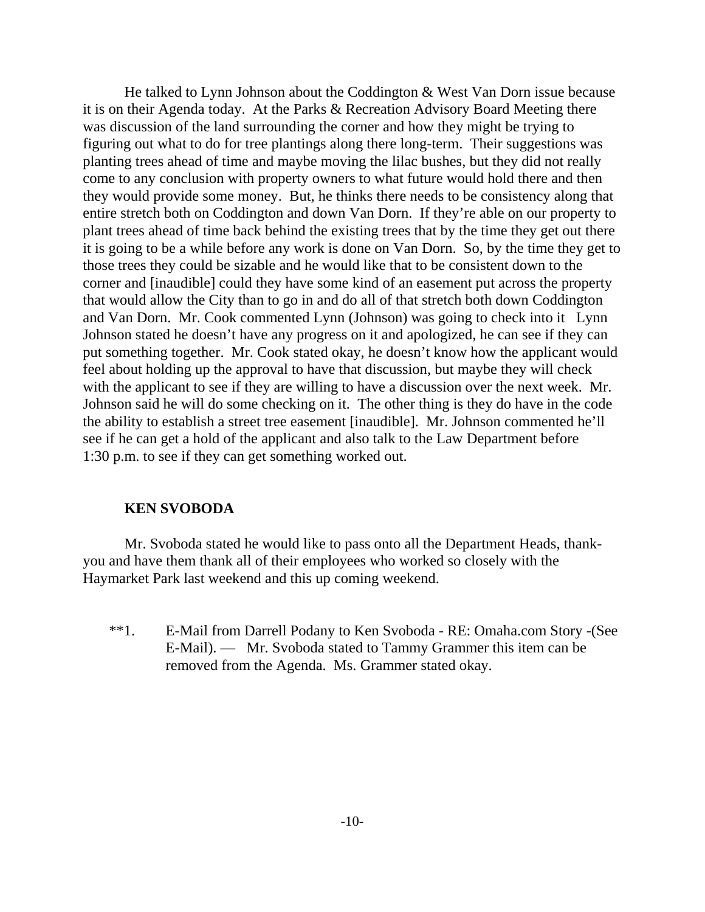He talked to Lynn Johnson about the Coddington & West Van Dorn issue because it is on their Agenda today. At the Parks & Recreation Advisory Board Meeting there was discussion of the land surrounding the corner and how they might be trying to figuring out what to do for tree plantings along there long-term. Their suggestions was planting trees ahead of time and maybe moving the lilac bushes, but they did not really come to any conclusion with property owners to what future would hold there and then they would provide some money. But, he thinks there needs to be consistency along that entire stretch both on Coddington and down Van Dorn. If they're able on our property to plant trees ahead of time back behind the existing trees that by the time they get out there it is going to be a while before any work is done on Van Dorn. So, by the time they get to those trees they could be sizable and he would like that to be consistent down to the corner and [inaudible] could they have some kind of an easement put across the property that would allow the City than to go in and do all of that stretch both down Coddington and Van Dorn. Mr. Cook commented Lynn (Johnson) was going to check into it Lynn Johnson stated he doesn't have any progress on it and apologized, he can see if they can put something together. Mr. Cook stated okay, he doesn't know how the applicant would feel about holding up the approval to have that discussion, but maybe they will check with the applicant to see if they are willing to have a discussion over the next week. Mr. Johnson said he will do some checking on it. The other thing is they do have in the code the ability to establish a street tree easement [inaudible]. Mr. Johnson commented he'll see if he can get a hold of the applicant and also talk to the Law Department before 1:30 p.m. to see if they can get something worked out.

**KEN SVOBODA**

Mr. Svoboda stated he would like to pass onto all the Department Heads, thank-you and have them thank all of their employees who worked so closely with the Haymarket Park last weekend and this up coming weekend.

**1. E-Mail from Darrell Podany to Ken Svoboda - RE: Omaha.com Story -(See E-Mail). — Mr. Svoboda stated to Tammy Grammer this item can be removed from the Agenda. Ms. Grammer stated okay.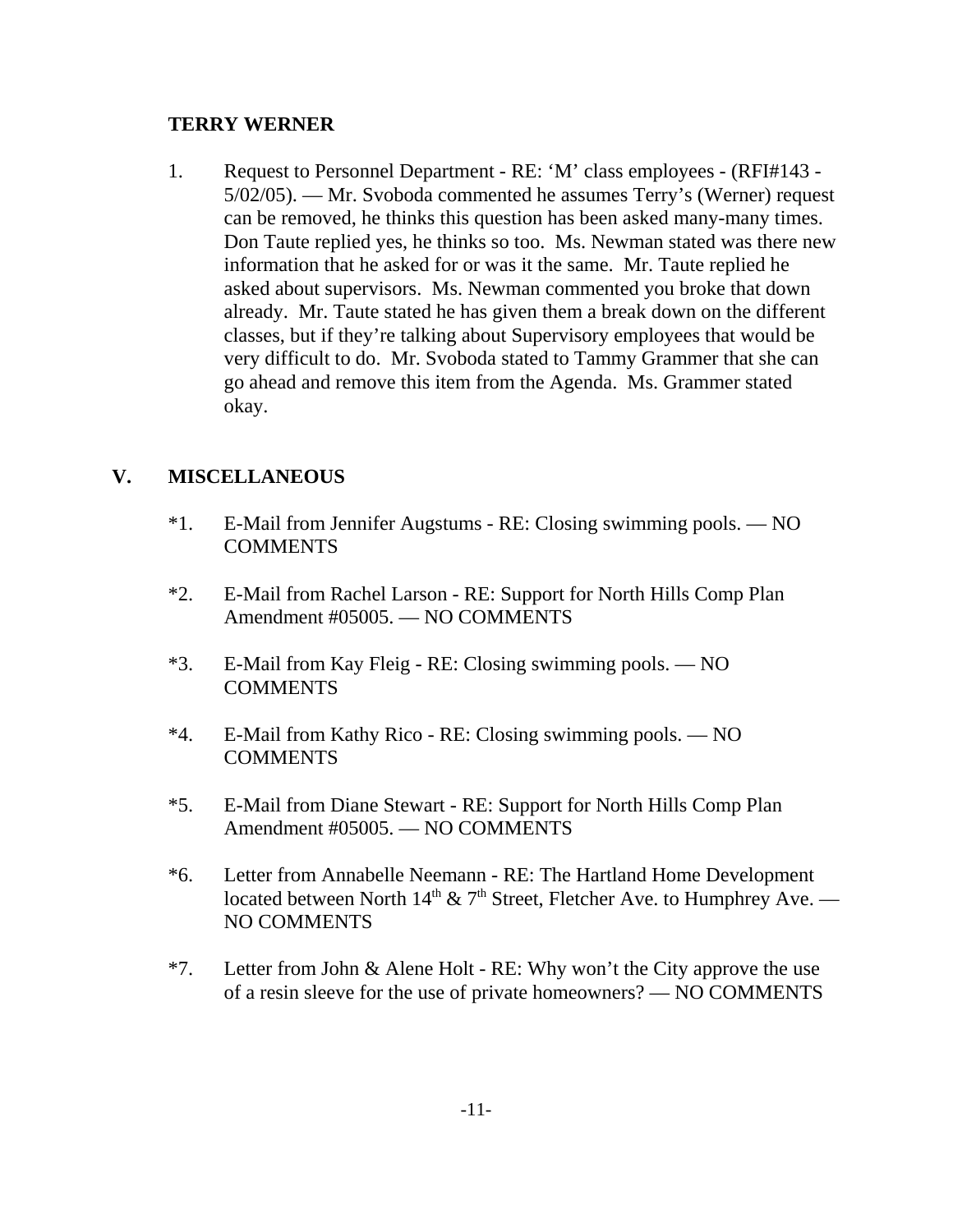**TERRY WERNER**

1. Request to Personnel Department - RE: 'M' class employees - (RFI#143 - 5/02/05). — Mr. Svoboda commented he assumes Terry's (Werner) request can be removed, he thinks this question has been asked many-many times. Don Taute replied yes, he thinks so too. Ms. Newman stated was there new information that he asked for or was it the same. Mr. Taute replied he asked about supervisors. Ms. Newman commented you broke that down already. Mr. Taute stated he has given them a break down on the different classes, but if they're talking about Supervisory employees that would be very difficult to do. Mr. Svoboda stated to Tammy Grammer that she can go ahead and remove this item from the Agenda. Ms. Grammer stated okay.

## V. MISCELLANEOUS

*1. E-Mail from Jennifer Augstums - RE: Closing swimming pools. — NO COMMENTS

*2. E-Mail from Rachel Larson - RE: Support for North Hills Comp Plan Amendment #05005. — NO COMMENTS

*3. E-Mail from Kay Fleig - RE: Closing swimming pools. — NO COMMENTS

*4. E-Mail from Kathy Rico - RE: Closing swimming pools. — NO COMMENTS

*5. E-Mail from Diane Stewart - RE: Support for North Hills Comp Plan Amendment #05005. — NO COMMENTS

*6. Letter from Annabelle Neemann - RE: The Hartland Home Development located between North 14th & 7th Street, Fletcher Ave. to Humphrey Ave. — NO COMMENTS

*7. Letter from John & Alene Holt - RE: Why won't the City approve the use of a resin sleeve for the use of private homeowners? — NO COMMENTS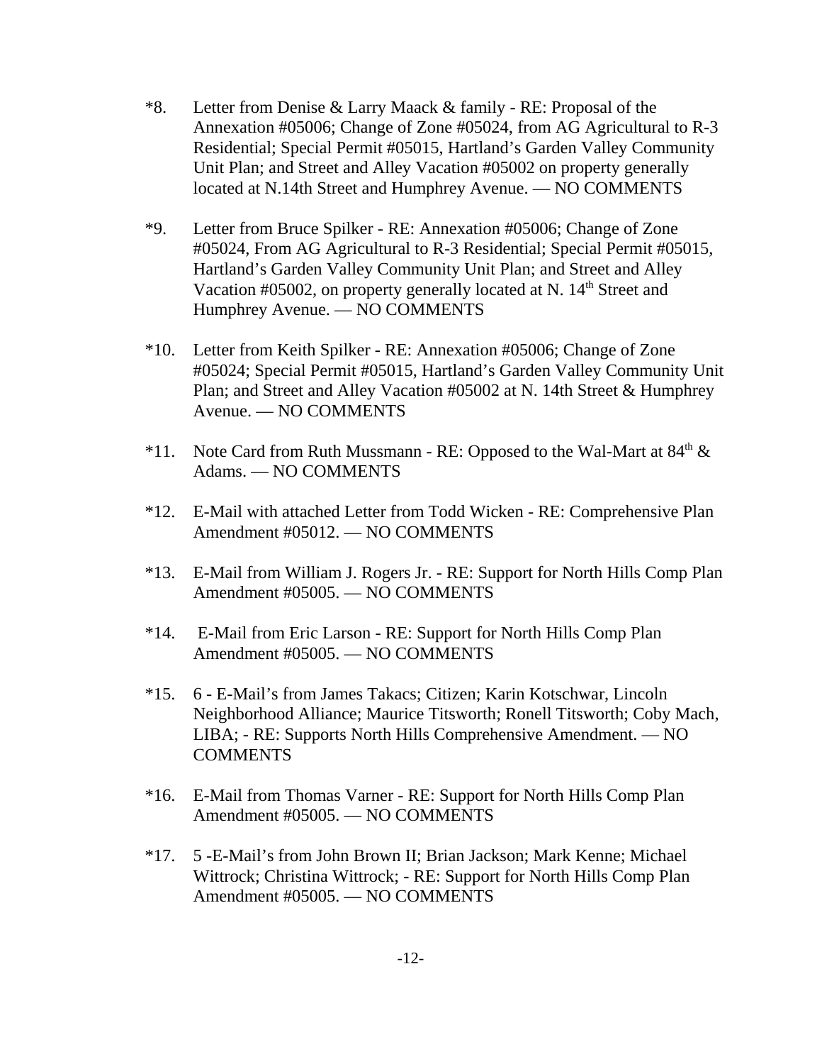*8. Letter from Denise & Larry Maack & family - RE: Proposal of the Annexation #05006; Change of Zone #05024, from AG Agricultural to R-3 Residential; Special Permit #05015, Hartland's Garden Valley Community Unit Plan; and Street and Alley Vacation #05002 on property generally located at N.14th Street and Humphrey Avenue. — NO COMMENTS

*9. Letter from Bruce Spilker - RE: Annexation #05006; Change of Zone #05024, From AG Agricultural to R-3 Residential; Special Permit #05015, Hartland's Garden Valley Community Unit Plan; and Street and Alley Vacation #05002, on property generally located at N. 14th Street and Humphrey Avenue. — NO COMMENTS

*10. Letter from Keith Spilker - RE: Annexation #05006; Change of Zone #05024; Special Permit #05015, Hartland's Garden Valley Community Unit Plan; and Street and Alley Vacation #05002 at N. 14th Street & Humphrey Avenue. — NO COMMENTS

*11. Note Card from Ruth Mussmann - RE: Opposed to the Wal-Mart at 84th & Adams. — NO COMMENTS

*12. E-Mail with attached Letter from Todd Wicken - RE: Comprehensive Plan Amendment #05012. — NO COMMENTS

*13. E-Mail from William J. Rogers Jr. - RE: Support for North Hills Comp Plan Amendment #05005. — NO COMMENTS

*14. E-Mail from Eric Larson - RE: Support for North Hills Comp Plan Amendment #05005. — NO COMMENTS

*15. 6 - E-Mail's from James Takacs; Citizen; Karin Kotschwar, Lincoln Neighborhood Alliance; Maurice Titsworth; Ronell Titsworth; Coby Mach, LIBA; - RE: Supports North Hills Comprehensive Amendment. — NO COMMENTS

*16. E-Mail from Thomas Varner - RE: Support for North Hills Comp Plan Amendment #05005. — NO COMMENTS

*17. 5 -E-Mail's from John Brown II; Brian Jackson; Mark Kenne; Michael Wittrock; Christina Wittrock; - RE: Support for North Hills Comp Plan Amendment #05005. — NO COMMENTS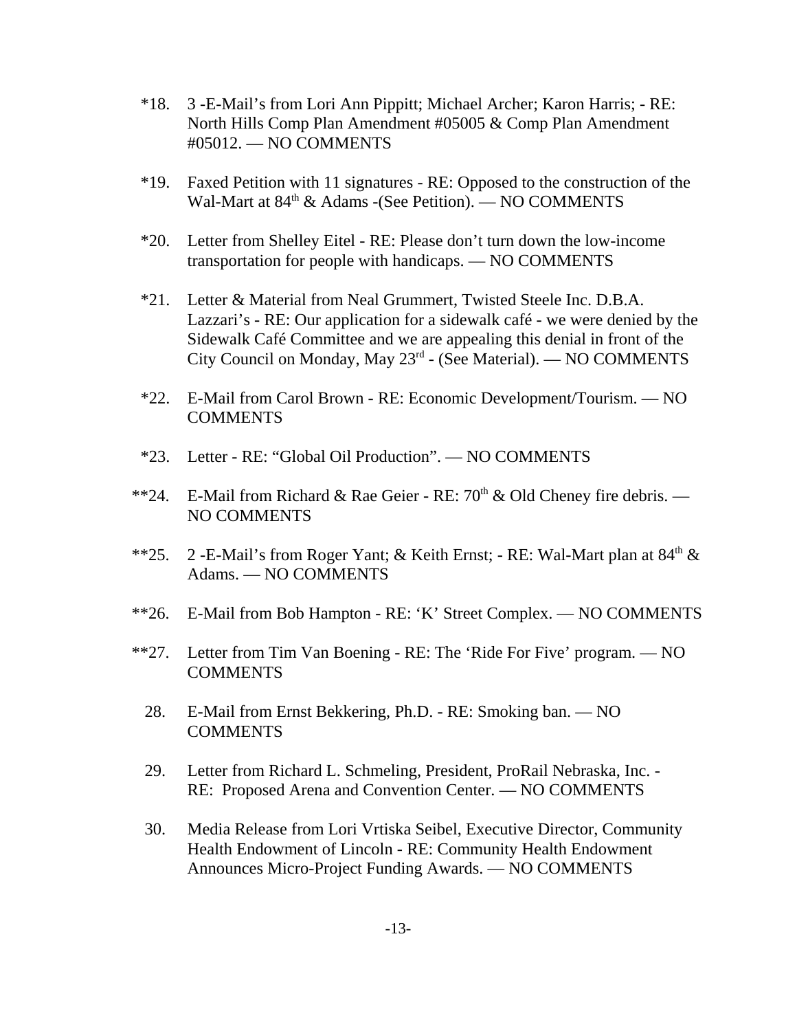*18. 3 -E-Mail's from Lori Ann Pippitt; Michael Archer; Karon Harris; - RE: North Hills Comp Plan Amendment #05005 & Comp Plan Amendment #05012. — NO COMMENTS

*19. Faxed Petition with 11 signatures - RE: Opposed to the construction of the Wal-Mart at 84th & Adams -(See Petition). — NO COMMENTS

*20. Letter from Shelley Eitel - RE: Please don't turn down the low-income transportation for people with handicaps. — NO COMMENTS

*21. Letter & Material from Neal Grummert, Twisted Steele Inc. D.B.A. Lazzari's - RE: Our application for a sidewalk café - we were denied by the Sidewalk Café Committee and we are appealing this denial in front of the City Council on Monday, May 23rd - (See Material). — NO COMMENTS

*22. E-Mail from Carol Brown - RE: Economic Development/Tourism. — NO COMMENTS

*23. Letter - RE: "Global Oil Production". — NO COMMENTS

**24. E-Mail from Richard & Rae Geier - RE: 70th & Old Cheney fire debris. — NO COMMENTS

**25. 2 -E-Mail's from Roger Yant; & Keith Ernst; - RE: Wal-Mart plan at 84th & Adams. — NO COMMENTS

**26. E-Mail from Bob Hampton - RE: 'K' Street Complex. — NO COMMENTS

**27. Letter from Tim Van Boening - RE: The 'Ride For Five' program. — NO COMMENTS

28. E-Mail from Ernst Bekkering, Ph.D. - RE: Smoking ban. — NO COMMENTS

29. Letter from Richard L. Schmeling, President, ProRail Nebraska, Inc. - RE: Proposed Arena and Convention Center. — NO COMMENTS

30. Media Release from Lori Vrtiska Seibel, Executive Director, Community Health Endowment of Lincoln - RE: Community Health Endowment Announces Micro-Project Funding Awards. — NO COMMENTS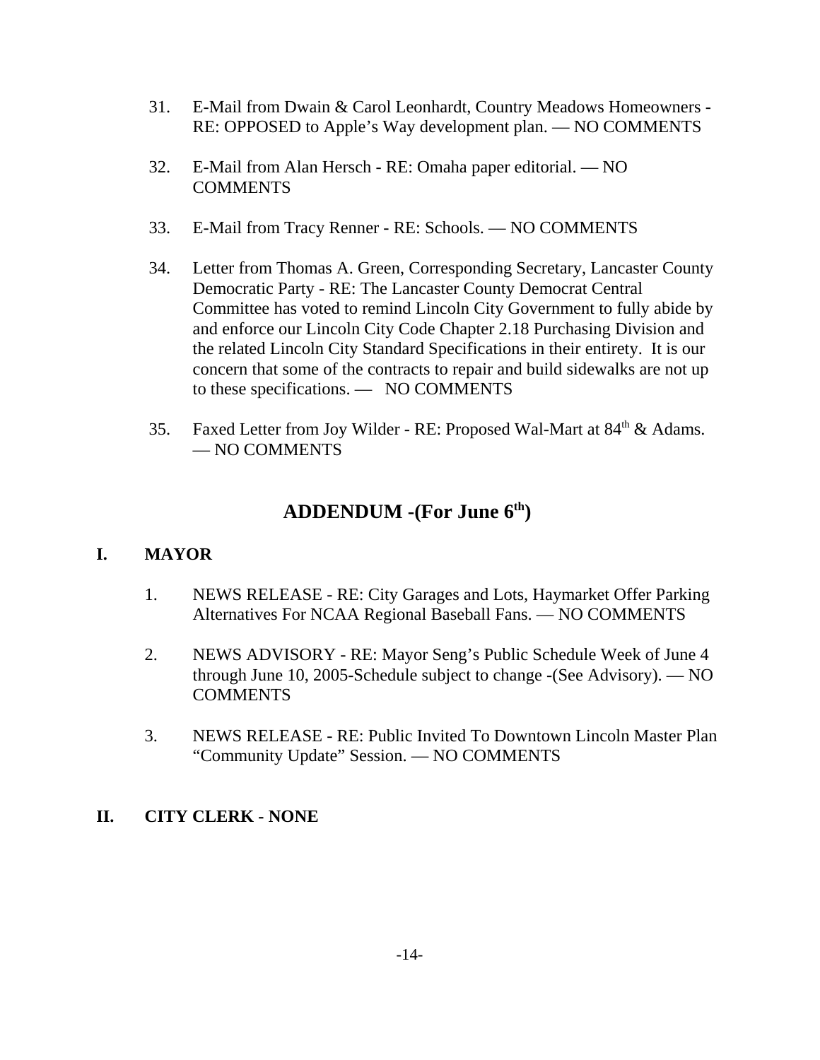31. E-Mail from Dwain & Carol Leonhardt, Country Meadows Homeowners - RE: OPPOSED to Apple's Way development plan. — NO COMMENTS

32. E-Mail from Alan Hersch - RE: Omaha paper editorial. — NO COMMENTS

33. E-Mail from Tracy Renner - RE: Schools. — NO COMMENTS

34. Letter from Thomas A. Green, Corresponding Secretary, Lancaster County Democratic Party - RE: The Lancaster County Democrat Central Committee has voted to remind Lincoln City Government to fully abide by and enforce our Lincoln City Code Chapter 2.18 Purchasing Division and the related Lincoln City Standard Specifications in their entirety. It is our concern that some of the contracts to repair and build sidewalks are not up to these specifications. — NO COMMENTS

35. Faxed Letter from Joy Wilder - RE: Proposed Wal-Mart at 84th & Adams. — NO COMMENTS

## ADDENDUM -(For June 6th)

### I. MAYOR

1. NEWS RELEASE - RE: City Garages and Lots, Haymarket Offer Parking Alternatives For NCAA Regional Baseball Fans. — NO COMMENTS

2. NEWS ADVISORY - RE: Mayor Seng's Public Schedule Week of June 4 through June 10, 2005-Schedule subject to change -(See Advisory). — NO COMMENTS

3. NEWS RELEASE - RE: Public Invited To Downtown Lincoln Master Plan "Community Update" Session. — NO COMMENTS

### II. CITY CLERK - NONE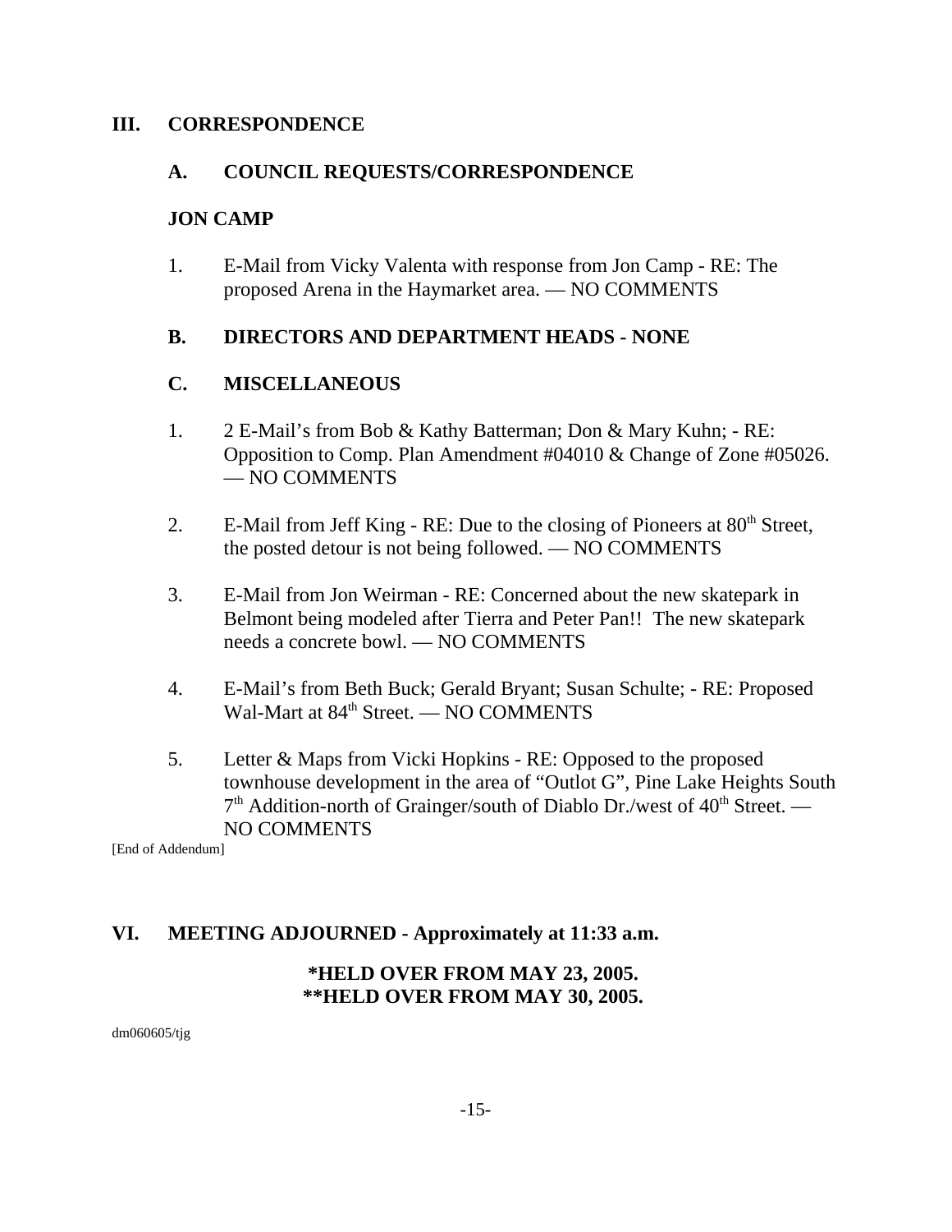## III. CORRESPONDENCE

### A. COUNCIL REQUESTS/CORRESPONDENCE

**JON CAMP**

1. E-Mail from Vicky Valenta with response from Jon Camp - RE: The proposed Arena in the Haymarket area. — NO COMMENTS

### B. DIRECTORS AND DEPARTMENT HEADS - NONE

### C. MISCELLANEOUS

1. 2 E-Mail's from Bob & Kathy Batterman; Don & Mary Kuhn; - RE: Opposition to Comp. Plan Amendment #04010 & Change of Zone #05026. — NO COMMENTS

2. E-Mail from Jeff King - RE: Due to the closing of Pioneers at 80th Street, the posted detour is not being followed. — NO COMMENTS

3. E-Mail from Jon Weirman - RE: Concerned about the new skatepark in Belmont being modeled after Tierra and Peter Pan!! The new skatepark needs a concrete bowl. — NO COMMENTS

4. E-Mail's from Beth Buck; Gerald Bryant; Susan Schulte; - RE: Proposed Wal-Mart at 84th Street. — NO COMMENTS

5. Letter & Maps from Vicki Hopkins - RE: Opposed to the proposed townhouse development in the area of "Outlot G", Pine Lake Heights South 7th Addition-north of Grainger/south of Diablo Dr./west of 40th Street. — NO COMMENTS

[End of Addendum]

## VI. MEETING ADJOURNED - Approximately at 11:33 a.m.

**\*HELD OVER FROM MAY 23, 2005.**
**\*\*HELD OVER FROM MAY 30, 2005.**

dm060605/tjg